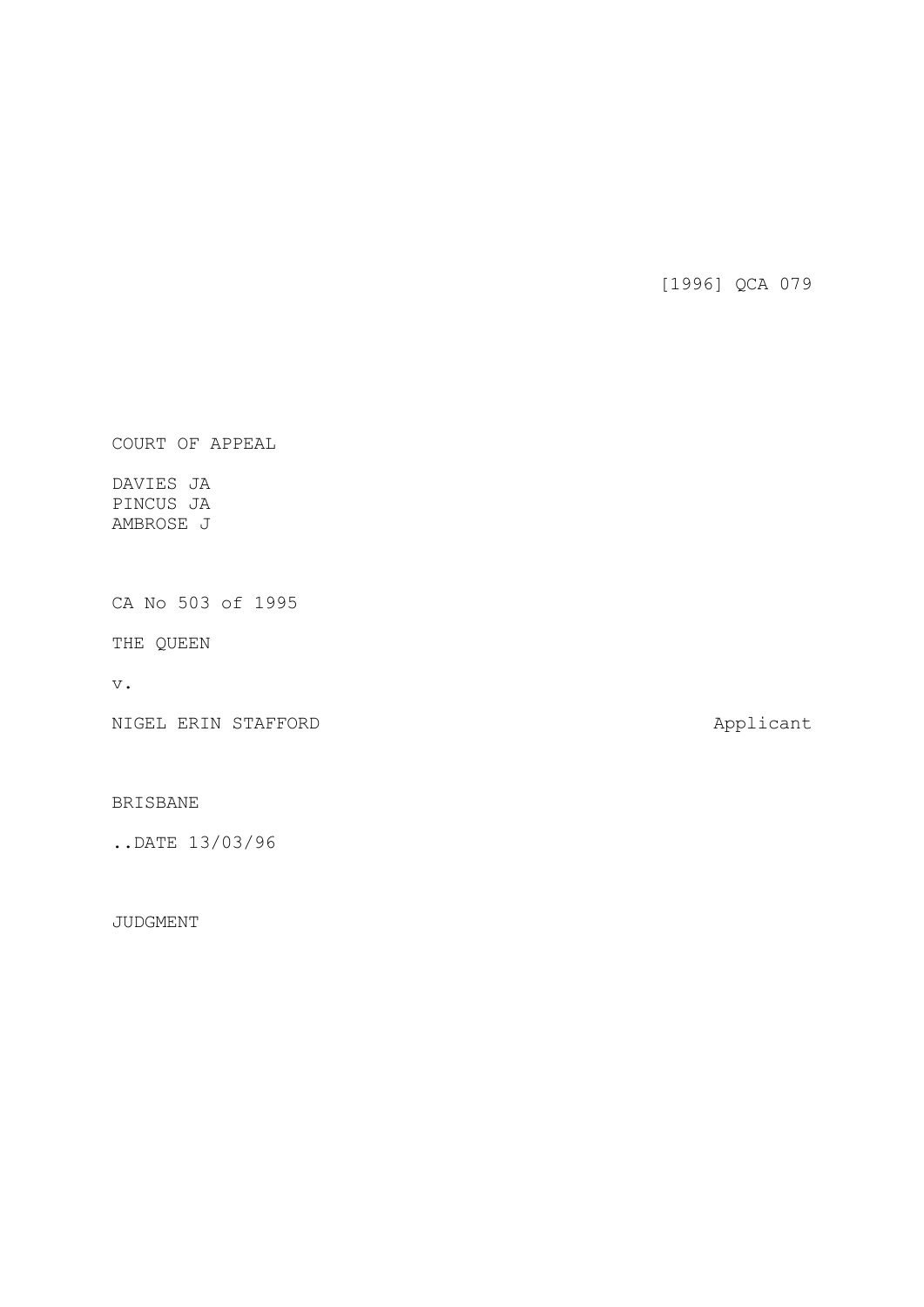[1996] QCA 079

COURT OF APPEAL

DAVIES JA
PINCUS JA
AMBROSE J

CA No 503 of 1995

THE QUEEN

v.

NIGEL ERIN STAFFORD — Applicant

BRISBANE

..DATE 13/03/96

JUDGMENT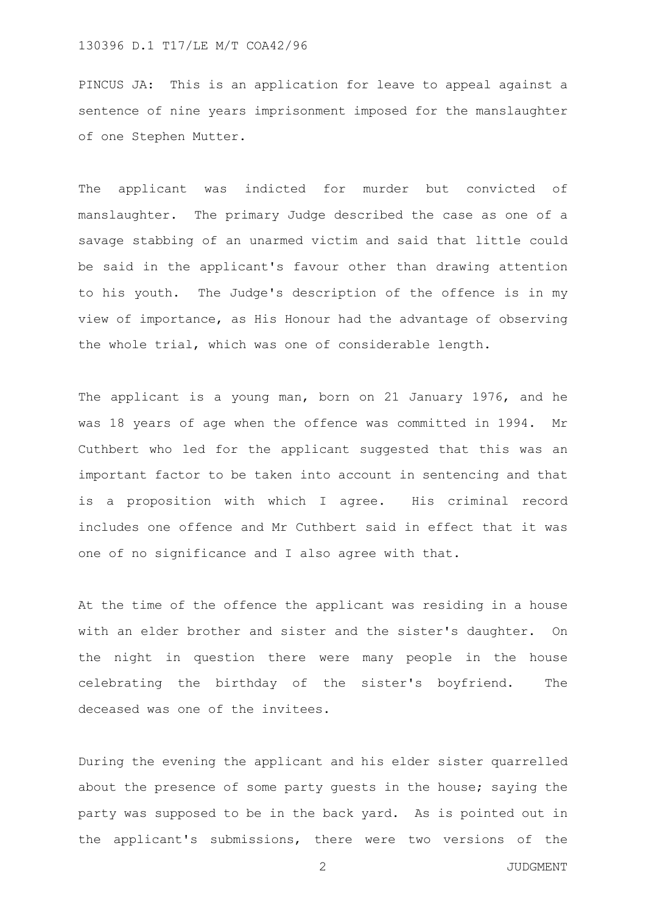PINCUS JA: This is an application for leave to appeal against a sentence of nine years imprisonment imposed for the manslaughter of one Stephen Mutter.

The applicant was indicted for murder but convicted of manslaughter. The primary Judge described the case as one of a savage stabbing of an unarmed victim and said that little could be said in the applicant's favour other than drawing attention to his youth. The Judge's description of the offence is in my view of importance, as His Honour had the advantage of observing the whole trial, which was one of considerable length.

The applicant is a young man, born on 21 January 1976, and he was 18 years of age when the offence was committed in 1994. Mr Cuthbert who led for the applicant suggested that this was an important factor to be taken into account in sentencing and that is a proposition with which I agree. His criminal record includes one offence and Mr Cuthbert said in effect that it was one of no significance and I also agree with that.

At the time of the offence the applicant was residing in a house with an elder brother and sister and the sister's daughter. On the night in question there were many people in the house celebrating the birthday of the sister's boyfriend. The deceased was one of the invitees.

During the evening the applicant and his elder sister quarrelled about the presence of some party guests in the house; saying the party was supposed to be in the back yard. As is pointed out in the applicant's submissions, there were two versions of the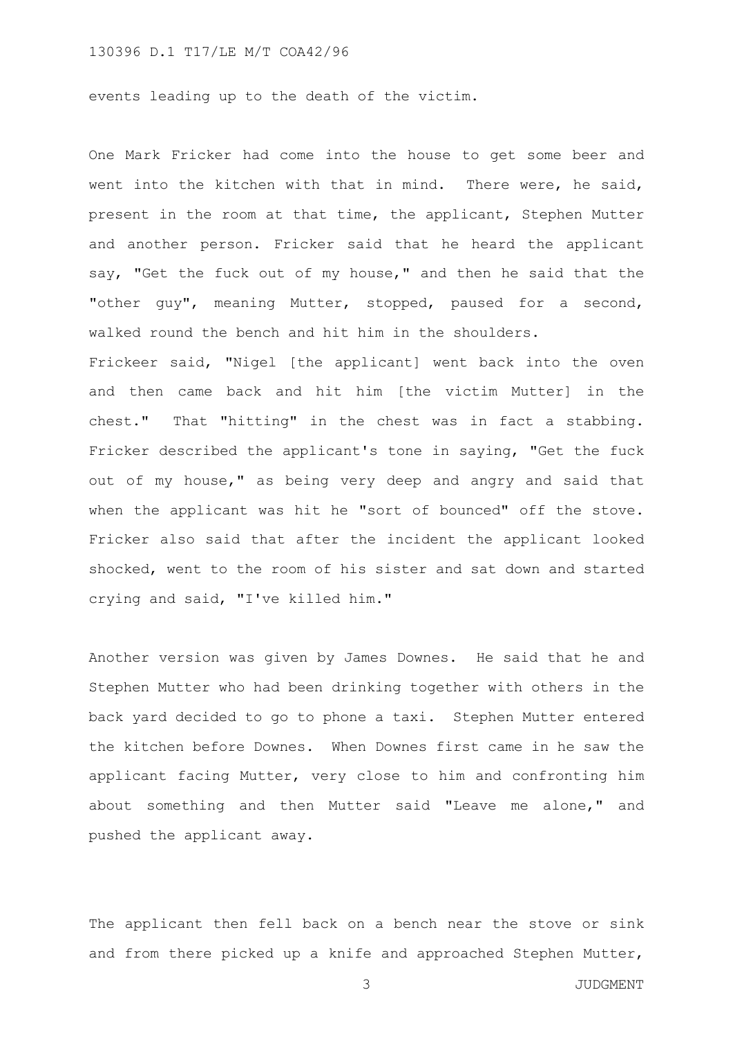events leading up to the death of the victim.

One Mark Fricker had come into the house to get some beer and went into the kitchen with that in mind. There were, he said, present in the room at that time, the applicant, Stephen Mutter and another person. Fricker said that he heard the applicant say, "Get the fuck out of my house," and then he said that the "other guy", meaning Mutter, stopped, paused for a second, walked round the bench and hit him in the shoulders.
Frickeer said, "Nigel [the applicant] went back into the oven and then came back and hit him [the victim Mutter] in the chest." That "hitting" in the chest was in fact a stabbing. Fricker described the applicant's tone in saying, "Get the fuck out of my house," as being very deep and angry and said that when the applicant was hit he "sort of bounced" off the stove. Fricker also said that after the incident the applicant looked shocked, went to the room of his sister and sat down and started crying and said, "I've killed him."

Another version was given by James Downes. He said that he and Stephen Mutter who had been drinking together with others in the back yard decided to go to phone a taxi. Stephen Mutter entered the kitchen before Downes. When Downes first came in he saw the applicant facing Mutter, very close to him and confronting him about something and then Mutter said "Leave me alone," and pushed the applicant away.

The applicant then fell back on a bench near the stove or sink and from there picked up a knife and approached Stephen Mutter,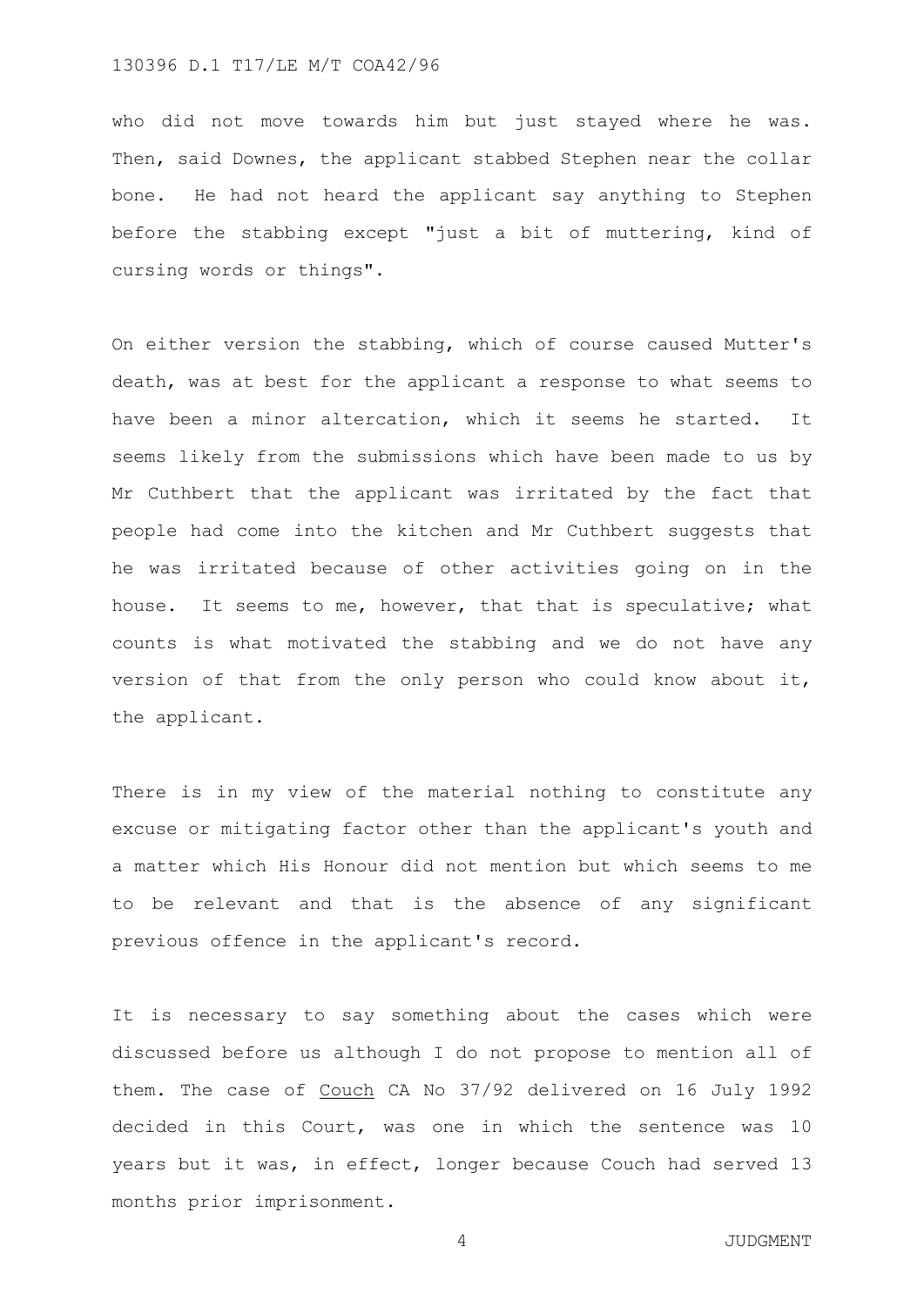who did not move towards him but just stayed where he was. Then, said Downes, the applicant stabbed Stephen near the collar bone. He had not heard the applicant say anything to Stephen before the stabbing except "just a bit of muttering, kind of cursing words or things".

On either version the stabbing, which of course caused Mutter's death, was at best for the applicant a response to what seems to have been a minor altercation, which it seems he started. It seems likely from the submissions which have been made to us by Mr Cuthbert that the applicant was irritated by the fact that people had come into the kitchen and Mr Cuthbert suggests that he was irritated because of other activities going on in the house. It seems to me, however, that that is speculative; what counts is what motivated the stabbing and we do not have any version of that from the only person who could know about it, the applicant.

There is in my view of the material nothing to constitute any excuse or mitigating factor other than the applicant's youth and a matter which His Honour did not mention but which seems to me to be relevant and that is the absence of any significant previous offence in the applicant's record.

It is necessary to say something about the cases which were discussed before us although I do not propose to mention all of them. The case of <u>Couch</u> CA No 37/92 delivered on 16 July 1992 decided in this Court, was one in which the sentence was 10 years but it was, in effect, longer because Couch had served 13 months prior imprisonment.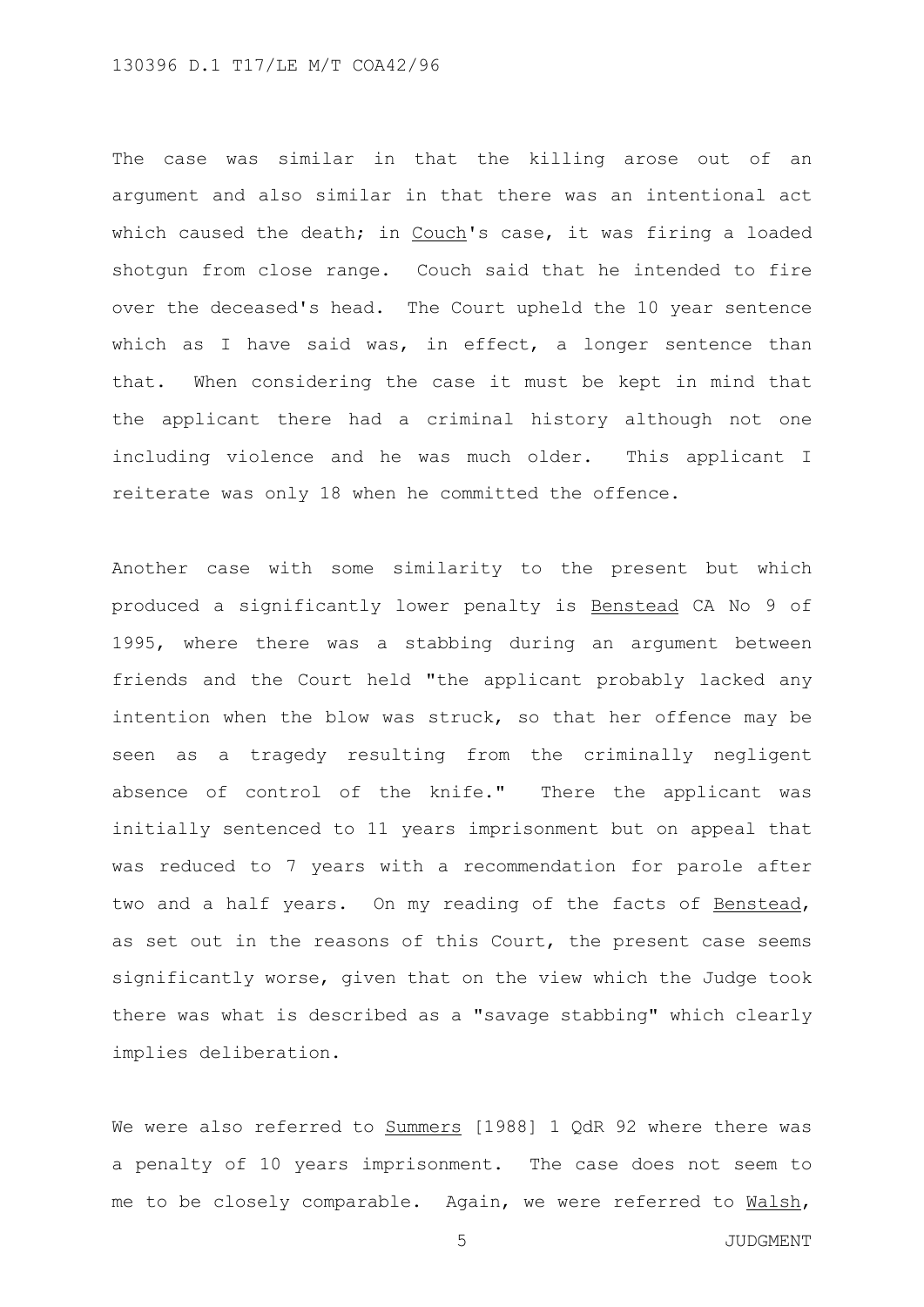The case was similar in that the killing arose out of an argument and also similar in that there was an intentional act which caused the death; in <u>Couch</u>'s case, it was firing a loaded shotgun from close range. Couch said that he intended to fire over the deceased's head. The Court upheld the 10 year sentence which as I have said was, in effect, a longer sentence than that. When considering the case it must be kept in mind that the applicant there had a criminal history although not one including violence and he was much older. This applicant I reiterate was only 18 when he committed the offence.

Another case with some similarity to the present but which produced a significantly lower penalty is <u>Benstead</u> CA No 9 of 1995, where there was a stabbing during an argument between friends and the Court held "the applicant probably lacked any intention when the blow was struck, so that her offence may be seen as a tragedy resulting from the criminally negligent absence of control of the knife." There the applicant was initially sentenced to 11 years imprisonment but on appeal that was reduced to 7 years with a recommendation for parole after two and a half years. On my reading of the facts of <u>Benstead</u>, as set out in the reasons of this Court, the present case seems significantly worse, given that on the view which the Judge took there was what is described as a "savage stabbing" which clearly implies deliberation.

We were also referred to <u>Summers</u> [1988] 1 QdR 92 where there was a penalty of 10 years imprisonment. The case does not seem to me to be closely comparable. Again, we were referred to <u>Walsh</u>,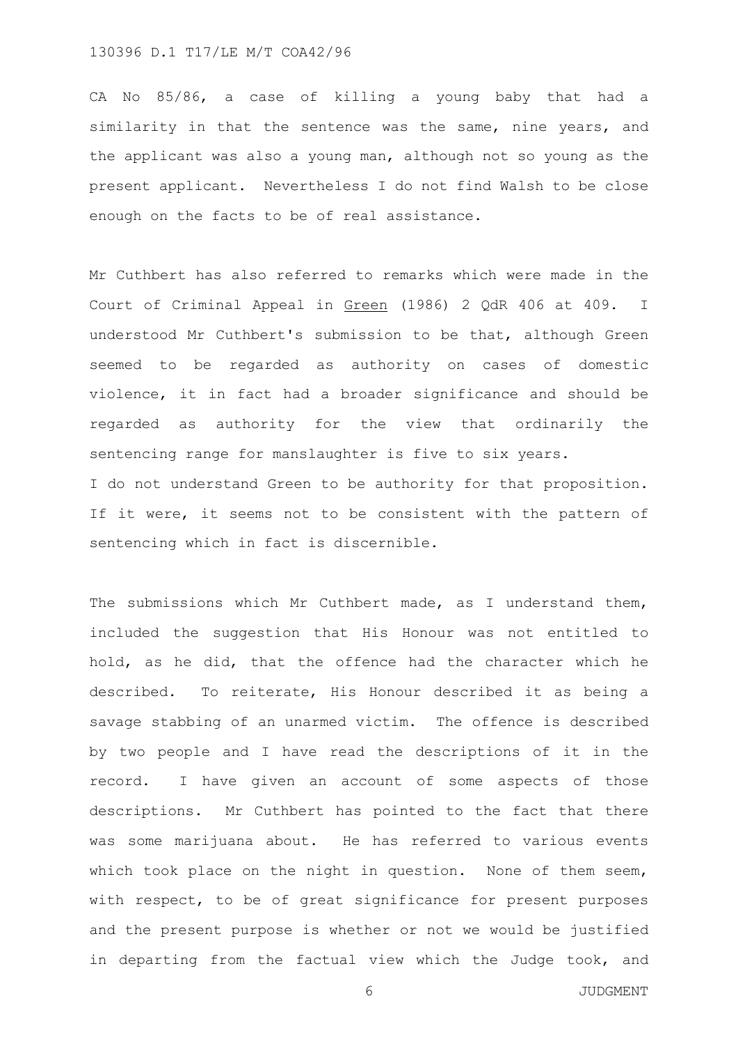CA No 85/86, a case of killing a young baby that had a similarity in that the sentence was the same, nine years, and the applicant was also a young man, although not so young as the present applicant. Nevertheless I do not find Walsh to be close enough on the facts to be of real assistance.

Mr Cuthbert has also referred to remarks which were made in the Court of Criminal Appeal in Green (1986) 2 QdR 406 at 409. I understood Mr Cuthbert's submission to be that, although Green seemed to be regarded as authority on cases of domestic violence, it in fact had a broader significance and should be regarded as authority for the view that ordinarily the sentencing range for manslaughter is five to six years.
I do not understand Green to be authority for that proposition. If it were, it seems not to be consistent with the pattern of sentencing which in fact is discernible.

The submissions which Mr Cuthbert made, as I understand them, included the suggestion that His Honour was not entitled to hold, as he did, that the offence had the character which he described. To reiterate, His Honour described it as being a savage stabbing of an unarmed victim. The offence is described by two people and I have read the descriptions of it in the record. I have given an account of some aspects of those descriptions. Mr Cuthbert has pointed to the fact that there was some marijuana about. He has referred to various events which took place on the night in question. None of them seem, with respect, to be of great significance for present purposes and the present purpose is whether or not we would be justified in departing from the factual view which the Judge took, and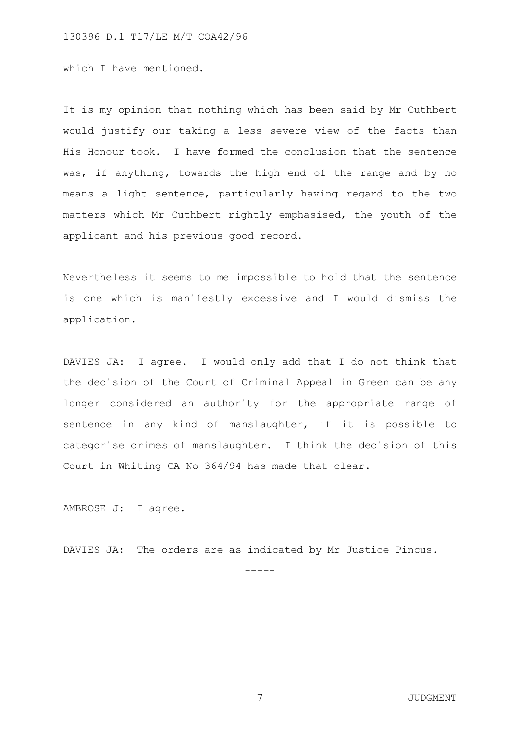which I have mentioned.

It is my opinion that nothing which has been said by Mr Cuthbert would justify our taking a less severe view of the facts than His Honour took. I have formed the conclusion that the sentence was, if anything, towards the high end of the range and by no means a light sentence, particularly having regard to the two matters which Mr Cuthbert rightly emphasised, the youth of the applicant and his previous good record.

Nevertheless it seems to me impossible to hold that the sentence is one which is manifestly excessive and I would dismiss the application.

DAVIES JA: I agree. I would only add that I do not think that the decision of the Court of Criminal Appeal in Green can be any longer considered an authority for the appropriate range of sentence in any kind of manslaughter, if it is possible to categorise crimes of manslaughter. I think the decision of this Court in Whiting CA No 364/94 has made that clear.

AMBROSE J: I agree.

DAVIES JA: The orders are as indicated by Mr Justice Pincus.

-----